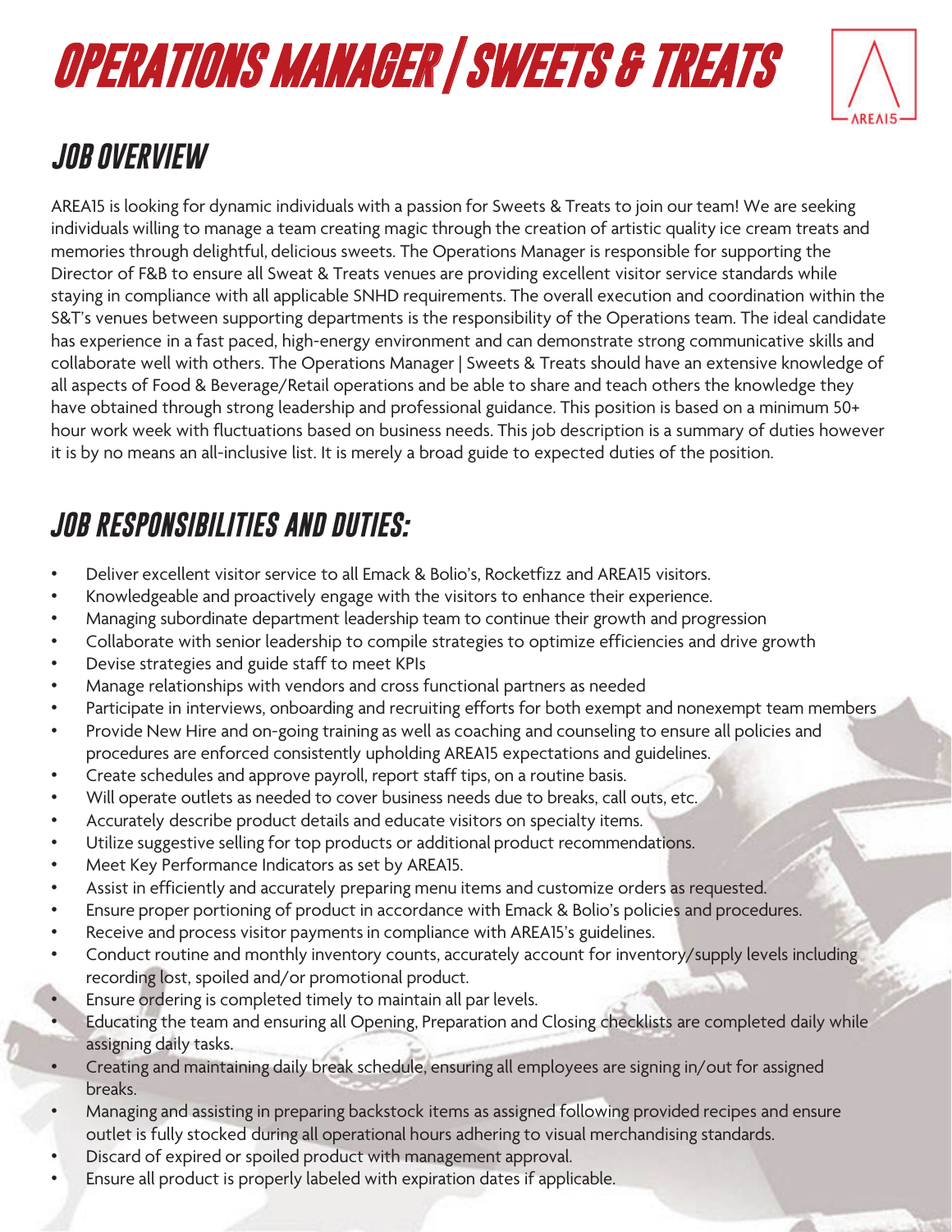# OPERATIONS MANAGER | SWEETS & TREATS

## JOB OVERVIEW

AREA15 is looking for dynamic individuals with a passion for Sweets & Treats to join our team! We are seeking individuals willing to manage a team creating magic through the creation of artistic quality ice cream treats and memories through delightful, delicious sweets. The Operations Manager is responsible for supporting the Director of F&B to ensure all Sweat & Treats venues are providing excellent visitor service standards while staying in compliance with all applicable SNHD requirements. The overall execution and coordination within the S&T's venues between supporting departments is the responsibility of the Operations team. The ideal candidate has experience in a fast paced, high-energy environment and can demonstrate strong communicative skills and collaborate well with others. The Operations Manager | Sweets & Treats should have an extensive knowledge of all aspects of Food & Beverage/Retail operations and be able to share and teach others the knowledge they have obtained through strong leadership and professional guidance. This position is based on a minimum 50+ hour work week with fluctuations based on business needs. This job description is a summary of duties however it is by no means an all-inclusive list. It is merely a broad guide to expected duties of the position.

## JOB RESPONSIBILITIES AND DUTIES:

- Deliver excellent visitor service to all Emack & Bolio's, Rocketfizz and AREA15 visitors.
- Knowledgeable and proactively engage with the visitors to enhance their experience.
- Managing subordinate department leadership team to continue their growth and progression
- Collaborate with senior leadership to compile strategies to optimize efficiencies and drive growth
- Devise strategies and guide staff to meet KPIs
- Manage relationships with vendors and cross functional partners as needed
- Participate in interviews, onboarding and recruiting efforts for both exempt and nonexempt team members
- Provide New Hire and on-going training as well as coaching and counseling to ensure all policies and procedures are enforced consistently upholding AREA15 expectations and guidelines.
- Create schedules and approve payroll, report staff tips, on a routine basis.
- Will operate outlets as needed to cover business needs due to breaks, call outs, etc.
- Accurately describe product details and educate visitors on specialty items.
- Utilize suggestive selling for top products or additional product recommendations.
- Meet Key Performance Indicators as set by AREA15.
- Assist in efficiently and accurately preparing menu items and customize orders as requested.
- Ensure proper portioning of product in accordance with Emack & Bolio's policies and procedures.
- Receive and process visitor payments in compliance with AREA15's guidelines.
- Conduct routine and monthly inventory counts, accurately account for inventory/supply levels including recording lost, spoiled and/or promotional product.
- Ensure ordering is completed timely to maintain all par levels.
- Educating the team and ensuring all Opening, Preparation and Closing checklists are completed daily while assigning daily tasks.
- Creating and maintaining daily break schedule, ensuring all employees are signing in/out for assigned breaks.
- Managing and assisting in preparing backstock items as assigned following provided recipes and ensure outlet is fully stocked during all operational hours adhering to visual merchandising standards.
- Discard of expired or spoiled product with management approval.
- Ensure all product is properly labeled with expiration dates if applicable.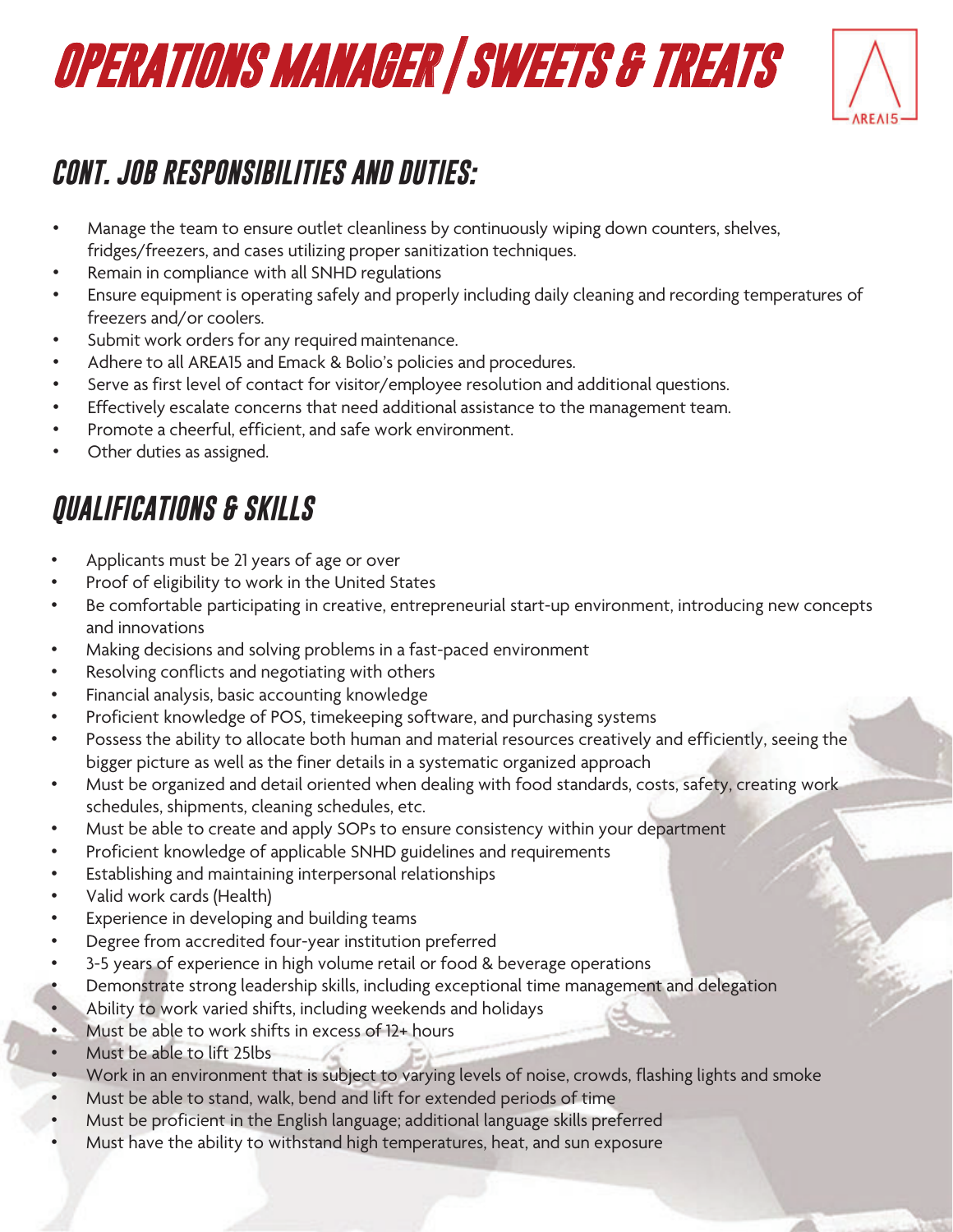# OPERATIONS MANAGER | SWEETS & TREATS

## CONT. JOB RESPONSIBILITIES AND DUTIES:

- Manage the team to ensure outlet cleanliness by continuously wiping down counters, shelves, fridges/freezers, and cases utilizing proper sanitization techniques.
- Remain in compliance with all SNHD regulations
- Ensure equipment is operating safely and properly including daily cleaning and recording temperatures of freezers and/or coolers.
- Submit work orders for any required maintenance.
- Adhere to all AREA15 and Emack & Bolio's policies and procedures.
- Serve as first level of contact for visitor/employee resolution and additional questions.
- Effectively escalate concerns that need additional assistance to the management team.
- Promote a cheerful, efficient, and safe work environment.
- Other duties as assigned.

## QUALIFICATIONS & SKILLS

- Applicants must be 21 years of age or over
- Proof of eligibility to work in the United States
- Be comfortable participating in creative, entrepreneurial start-up environment, introducing new concepts and innovations
- Making decisions and solving problems in a fast-paced environment
- Resolving conflicts and negotiating with others
- Financial analysis, basic accounting knowledge
- Proficient knowledge of POS, timekeeping software, and purchasing systems
- Possess the ability to allocate both human and material resources creatively and efficiently, seeing the bigger picture as well as the finer details in a systematic organized approach
- Must be organized and detail oriented when dealing with food standards, costs, safety, creating work schedules, shipments, cleaning schedules, etc.
- Must be able to create and apply SOPs to ensure consistency within your department
- Proficient knowledge of applicable SNHD guidelines and requirements
- Establishing and maintaining interpersonal relationships
- Valid work cards (Health)
- Experience in developing and building teams
- Degree from accredited four-year institution preferred
- 3-5 years of experience in high volume retail or food & beverage operations
- Demonstrate strong leadership skills, including exceptional time management and delegation
- Ability to work varied shifts, including weekends and holidays
- Must be able to work shifts in excess of 12+ hours
- Must be able to lift 25lbs
- Work in an environment that is subject to varying levels of noise, crowds, flashing lights and smoke
- Must be able to stand, walk, bend and lift for extended periods of time
- Must be proficient in the English language; additional language skills preferred
- Must have the ability to withstand high temperatures, heat, and sun exposure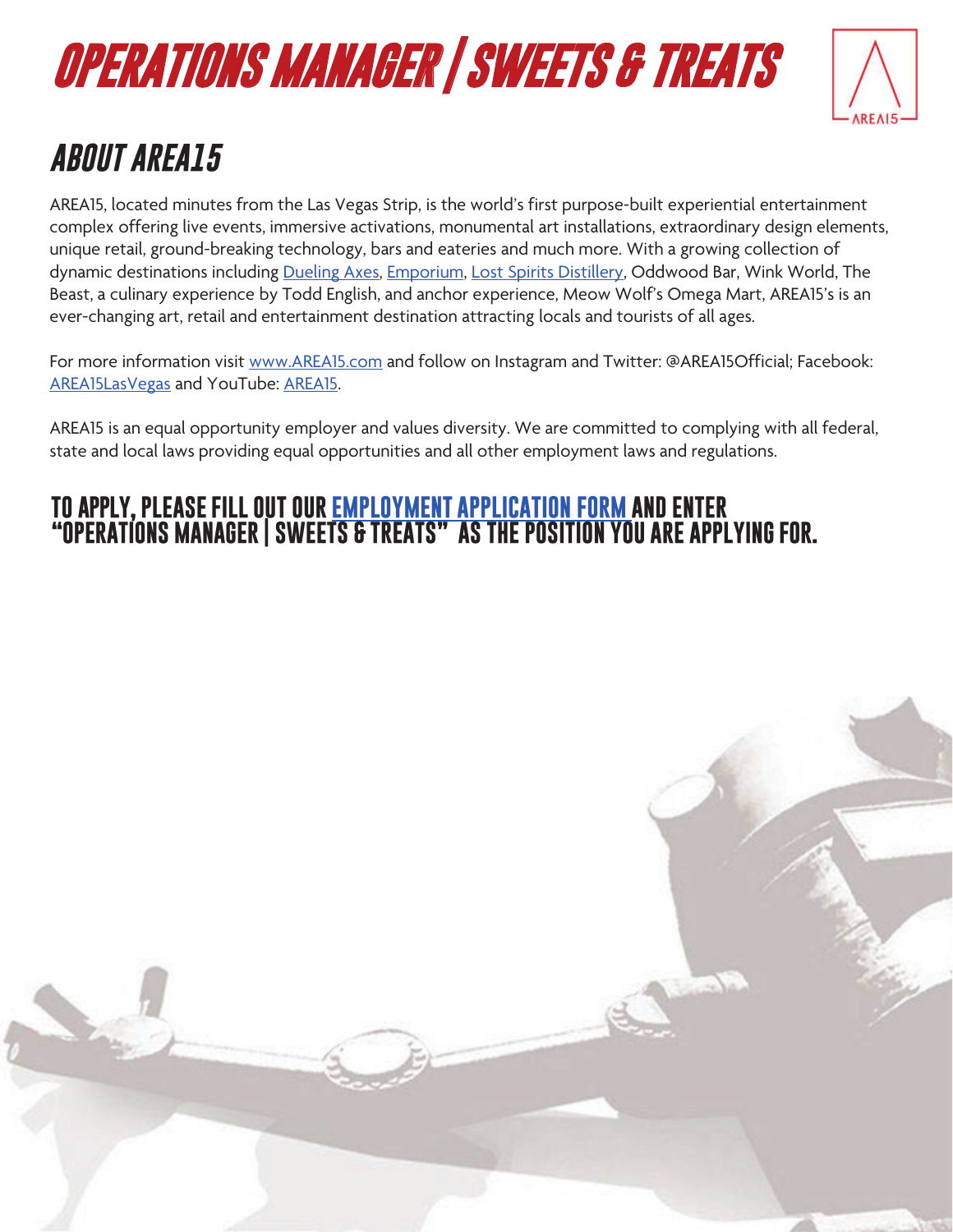# OPERATIONS MANAGER | SWEETS & TREATS

## ABOUT AREA15

AREA15, located minutes from the Las Vegas Strip, is the world's first purpose-built experiential entertainment complex offering live events, immersive activations, monumental art installations, extraordinary design elements, unique retail, ground-breaking technology, bars and eateries and much more. With a growing collection of dynamic destinations including Dueling Axes, Emporium, Lost Spirits Distillery, Oddwood Bar, Wink World, The Beast, a culinary experience by Todd English, and anchor experience, Meow Wolf's Omega Mart, AREA15's is an ever-changing art, retail and entertainment destination attracting locals and tourists of all ages.

For more information visit www.AREA15.com and follow on Instagram and Twitter: @AREA15Official; Facebook: AREA15LasVegas and YouTube: AREA15.

AREA15 is an equal opportunity employer and values diversity. We are committed to complying with all federal, state and local laws providing equal opportunities and all other employment laws and regulations.

### TO APPLY, PLEASE FILL OUT OUR EMPLOYMENT APPLICATION FORM AND ENTER "OPERATIONS MANAGER | SWEETS & TREATS" AS THE POSITION YOU ARE APPLYING FOR.